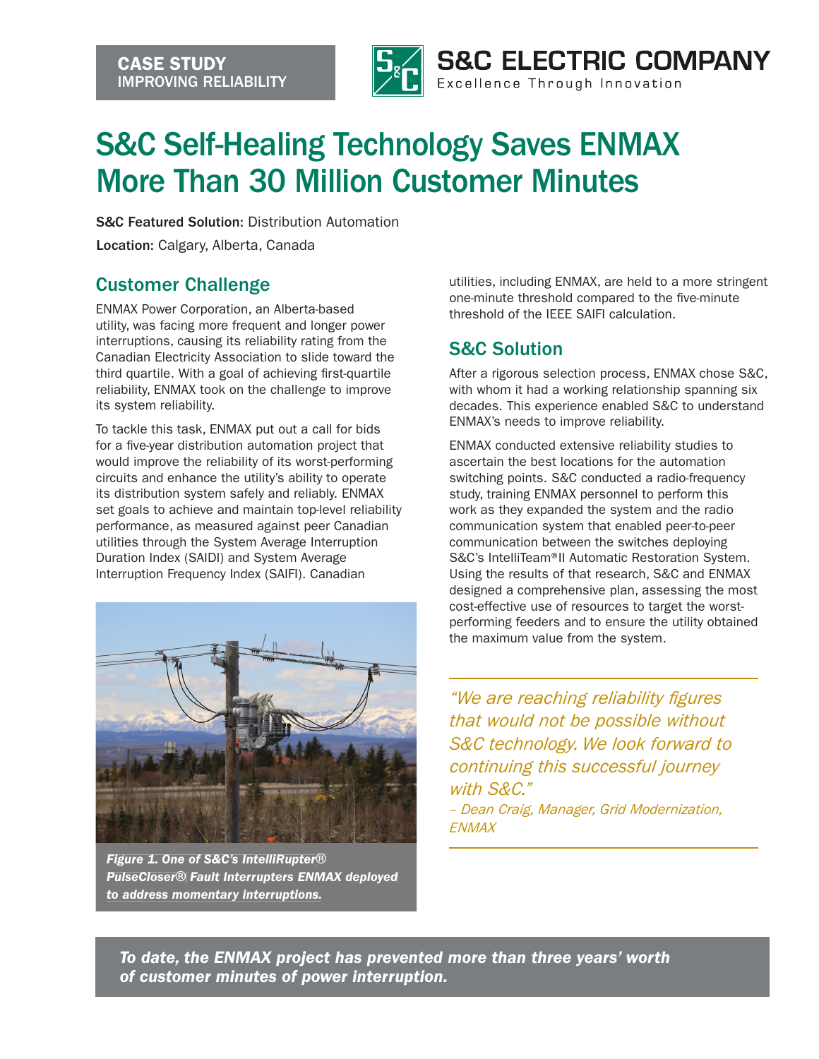**CASE STUDY**
**IMPROVING RELIABILITY**

S&C ELECTRIC COMPANY
Excellence Through Innovation

# S&C Self-Healing Technology Saves ENMAX More Than 30 Million Customer Minutes

**S&C Featured Solution:** Distribution Automation

**Location:** Calgary, Alberta, Canada

## Customer Challenge

ENMAX Power Corporation, an Alberta-based utility, was facing more frequent and longer power interruptions, causing its reliability rating from the Canadian Electricity Association to slide toward the third quartile. With a goal of achieving first-quartile reliability, ENMAX took on the challenge to improve its system reliability.

To tackle this task, ENMAX put out a call for bids for a five-year distribution automation project that would improve the reliability of its worst-performing circuits and enhance the utility's ability to operate its distribution system safely and reliably. ENMAX set goals to achieve and maintain top-level reliability performance, as measured against peer Canadian utilities through the System Average Interruption Duration Index (SAIDI) and System Average Interruption Frequency Index (SAIFI). Canadian utilities, including ENMAX, are held to a more stringent one-minute threshold compared to the five-minute threshold of the IEEE SAIFI calculation.

*Figure 1. One of S&C's IntelliRupter® PulseCloser® Fault Interrupters ENMAX deployed to address momentary interruptions.*

## S&C Solution

After a rigorous selection process, ENMAX chose S&C, with whom it had a working relationship spanning six decades. This experience enabled S&C to understand ENMAX's needs to improve reliability.

ENMAX conducted extensive reliability studies to ascertain the best locations for the automation switching points. S&C conducted a radio-frequency study, training ENMAX personnel to perform this work as they expanded the system and the radio communication system that enabled peer-to-peer communication between the switches deploying S&C's IntelliTeam®II Automatic Restoration System. Using the results of that research, S&C and ENMAX designed a comprehensive plan, assessing the most cost-effective use of resources to target the worst-performing feeders and to ensure the utility obtained the maximum value from the system.

> *"We are reaching reliability figures that would not be possible without S&C technology. We look forward to continuing this successful journey with S&C."*
> *– Dean Craig, Manager, Grid Modernization, ENMAX*

***To date, the ENMAX project has prevented more than three years' worth of customer minutes of power interruption.***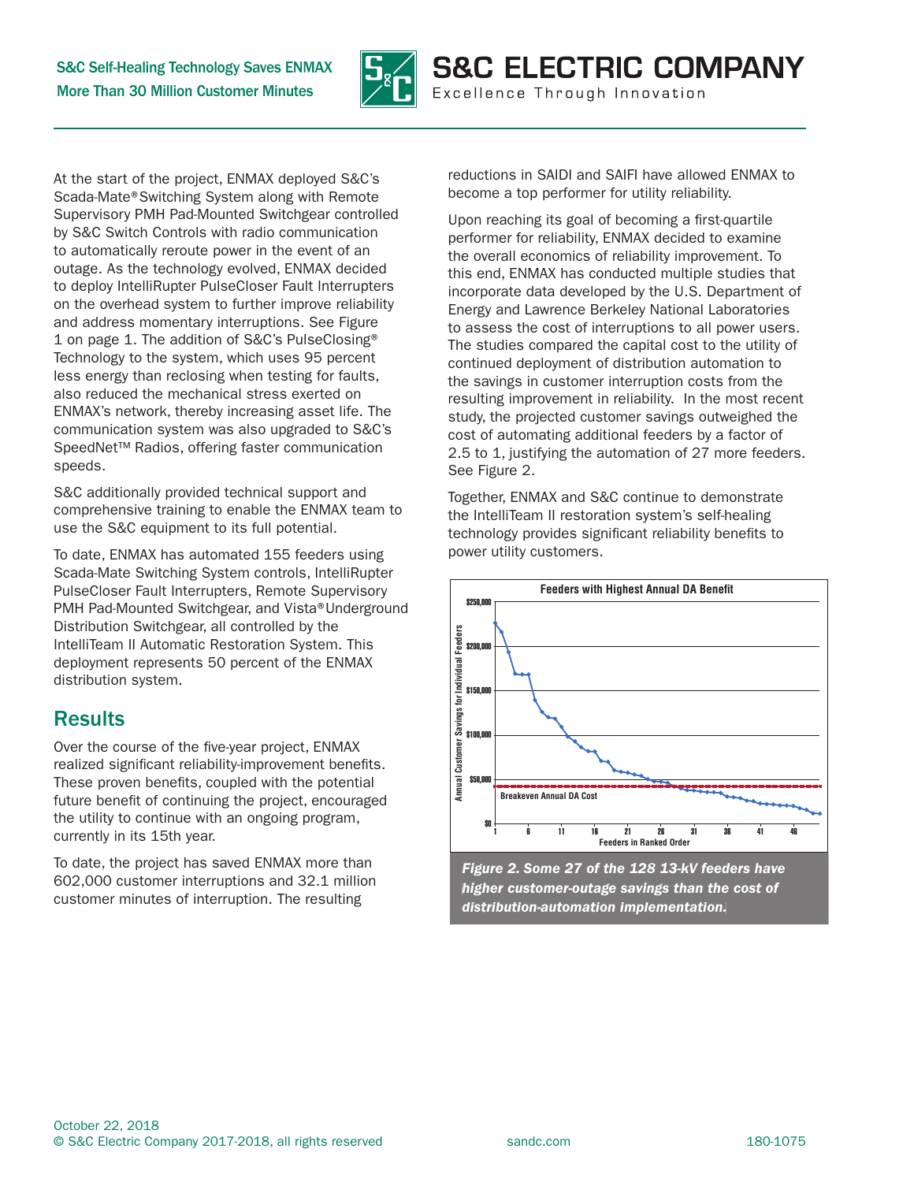At the start of the project, ENMAX deployed S&C's Scada-Mate® Switching System along with Remote Supervisory PMH Pad-Mounted Switchgear controlled by S&C Switch Controls with radio communication to automatically reroute power in the event of an outage. As the technology evolved, ENMAX decided to deploy IntelliRupter PulseCloser Fault Interrupters on the overhead system to further improve reliability and address momentary interruptions. See Figure 1 on page 1. The addition of S&C's PulseClosing® Technology to the system, which uses 95 percent less energy than reclosing when testing for faults, also reduced the mechanical stress exerted on ENMAX's network, thereby increasing asset life. The communication system was also upgraded to S&C's SpeedNet™ Radios, offering faster communication speeds.

S&C additionally provided technical support and comprehensive training to enable the ENMAX team to use the S&C equipment to its full potential.

To date, ENMAX has automated 155 feeders using Scada-Mate Switching System controls, IntelliRupter PulseCloser Fault Interrupters, Remote Supervisory PMH Pad-Mounted Switchgear, and Vista® Underground Distribution Switchgear, all controlled by the IntelliTeam II Automatic Restoration System. This deployment represents 50 percent of the ENMAX distribution system.

## Results

Over the course of the five-year project, ENMAX realized significant reliability-improvement benefits. These proven benefits, coupled with the potential future benefit of continuing the project, encouraged the utility to continue with an ongoing program, currently in its 15th year.

To date, the project has saved ENMAX more than 602,000 customer interruptions and 32.1 million customer minutes of interruption. The resulting reductions in SAIDI and SAIFI have allowed ENMAX to become a top performer for utility reliability.

Upon reaching its goal of becoming a first-quartile performer for reliability, ENMAX decided to examine the overall economics of reliability improvement. To this end, ENMAX has conducted multiple studies that incorporate data developed by the U.S. Department of Energy and Lawrence Berkeley National Laboratories to assess the cost of interruptions to all power users. The studies compared the capital cost to the utility of continued deployment of distribution automation to the savings in customer interruption costs from the resulting improvement in reliability. In the most recent study, the projected customer savings outweighed the cost of automating additional feeders by a factor of 2.5 to 1, justifying the automation of 27 more feeders. See Figure 2.

Together, ENMAX and S&C continue to demonstrate the IntelliTeam II restoration system's self-healing technology provides significant reliability benefits to power utility customers.

Feeders with Highest Annual DA Benefit

Annual Customer Savings for Individual Feeders

$250,000
$200,000
$150,000
$100,000
$50,000
$0

Breakeven Annual DA Cost

1 6 11 16 21 26 31 36 41 46

Feeders in Ranked Order

*Figure 2. Some 27 of the 128 13-kV feeders have higher customer-outage savings than the cost of distribution-automation implementation.*

October 22, 2018
© S&C Electric Company 2017-2018, all rights reserved

sandc.com

180-1075